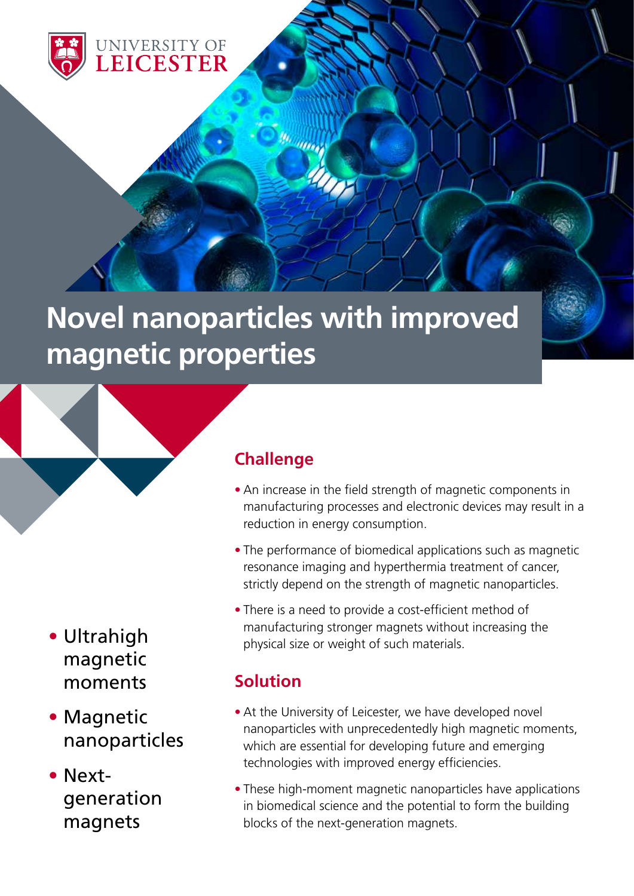UNIVERSITY OF LEICESTER

# Novel nanoparticles with improved magnetic properties

- Ultrahigh magnetic moments
- Magnetic nanoparticles
- Next-generation magnets

## Challenge

- An increase in the field strength of magnetic components in manufacturing processes and electronic devices may result in a reduction in energy consumption.
- The performance of biomedical applications such as magnetic resonance imaging and hyperthermia treatment of cancer, strictly depend on the strength of magnetic nanoparticles.
- There is a need to provide a cost-efficient method of manufacturing stronger magnets without increasing the physical size or weight of such materials.

## Solution

- At the University of Leicester, we have developed novel nanoparticles with unprecedentedly high magnetic moments, which are essential for developing future and emerging technologies with improved energy efficiencies.
- These high-moment magnetic nanoparticles have applications in biomedical science and the potential to form the building blocks of the next-generation magnets.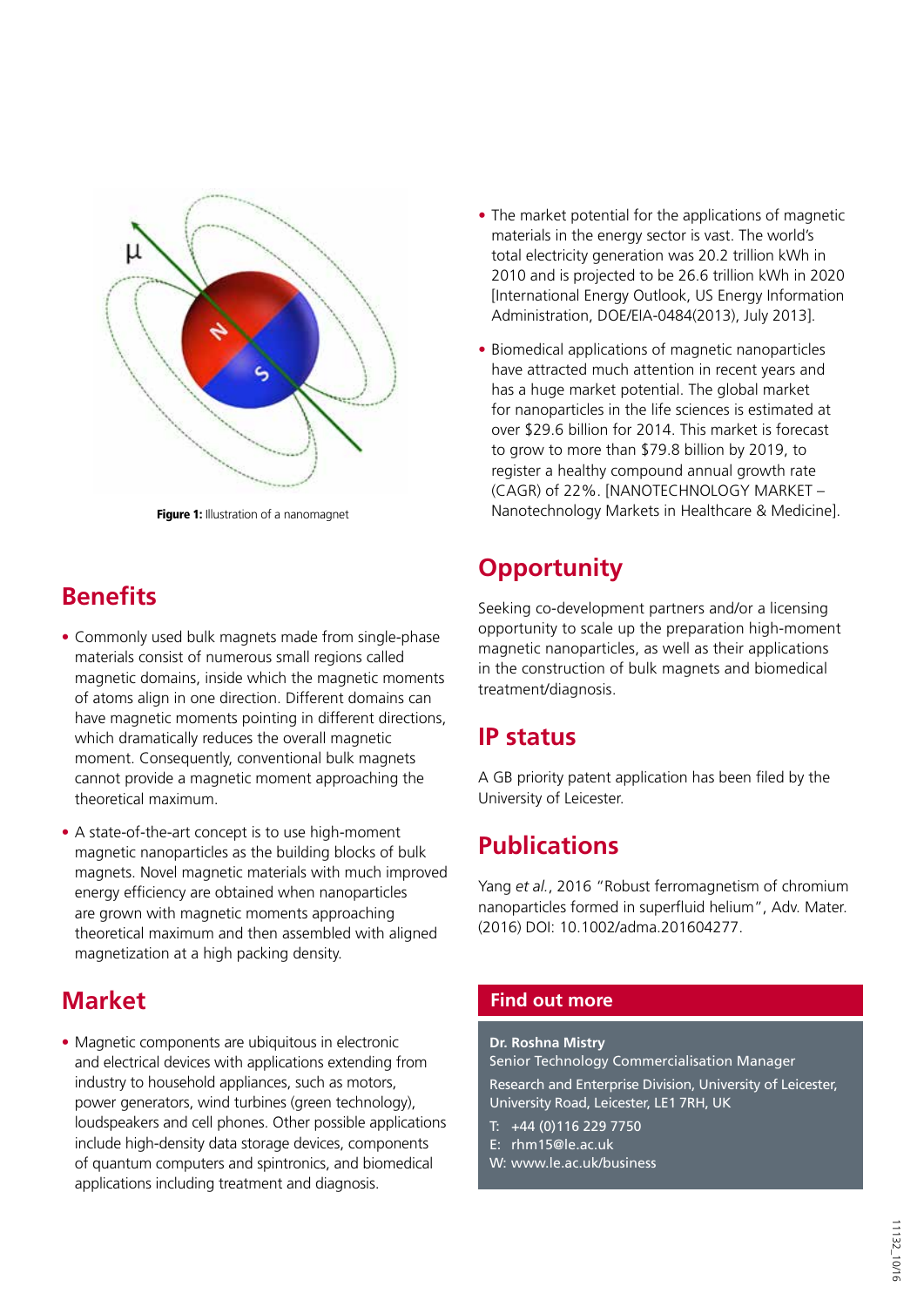Figure 1: Illustration of a nanomagnet

## Benefits

- Commonly used bulk magnets made from single-phase materials consist of numerous small regions called magnetic domains, inside which the magnetic moments of atoms align in one direction. Different domains can have magnetic moments pointing in different directions, which dramatically reduces the overall magnetic moment. Consequently, conventional bulk magnets cannot provide a magnetic moment approaching the theoretical maximum.
- A state-of-the-art concept is to use high-moment magnetic nanoparticles as the building blocks of bulk magnets. Novel magnetic materials with much improved energy efficiency are obtained when nanoparticles are grown with magnetic moments approaching theoretical maximum and then assembled with aligned magnetization at a high packing density.

## Market

- Magnetic components are ubiquitous in electronic and electrical devices with applications extending from industry to household appliances, such as motors, power generators, wind turbines (green technology), loudspeakers and cell phones. Other possible applications include high-density data storage devices, components of quantum computers and spintronics, and biomedical applications including treatment and diagnosis.
- The market potential for the applications of magnetic materials in the energy sector is vast. The world's total electricity generation was 20.2 trillion kWh in 2010 and is projected to be 26.6 trillion kWh in 2020 [International Energy Outlook, US Energy Information Administration, DOE/EIA-0484(2013), July 2013].
- Biomedical applications of magnetic nanoparticles have attracted much attention in recent years and has a huge market potential. The global market for nanoparticles in the life sciences is estimated at over $29.6 billion for 2014. This market is forecast to grow to more than $79.8 billion by 2019, to register a healthy compound annual growth rate (CAGR) of 22%. [NANOTECHNOLOGY MARKET – Nanotechnology Markets in Healthcare & Medicine].

## Opportunity

Seeking co-development partners and/or a licensing opportunity to scale up the preparation high-moment magnetic nanoparticles, as well as their applications in the construction of bulk magnets and biomedical treatment/diagnosis.

## IP status

A GB priority patent application has been filed by the University of Leicester.

## Publications

Yang *et al.*, 2016 "Robust ferromagnetism of chromium nanoparticles formed in superfluid helium", Adv. Mater. (2016) DOI: 10.1002/adma.201604277.

## Find out more

**Dr. Roshna Mistry**
Senior Technology Commercialisation Manager
Research and Enterprise Division, University of Leicester, University Road, Leicester, LE1 7RH, UK

T: +44 (0)116 229 7750
E: rhm15@le.ac.uk
W: www.le.ac.uk/business

11132_10/16